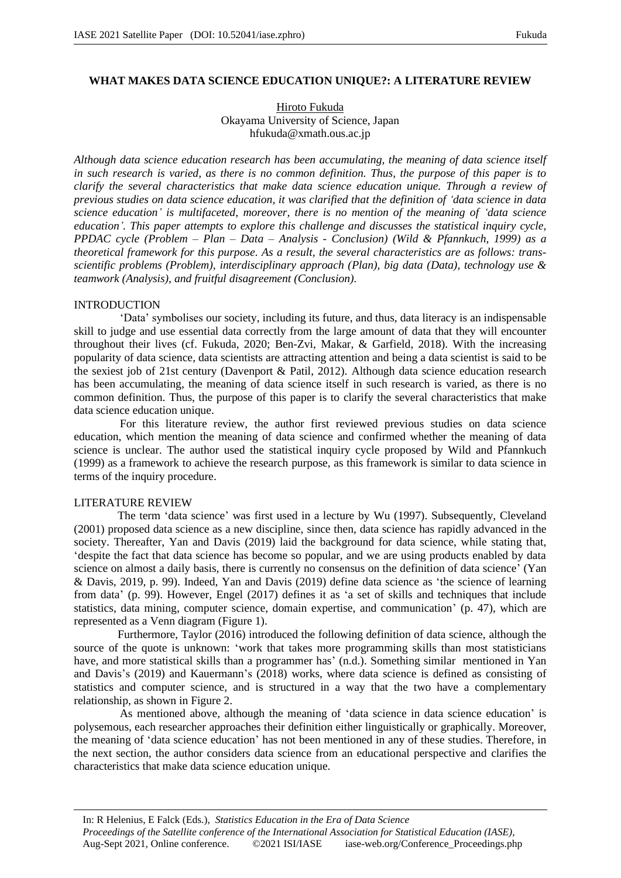# WHAT MAKES DATA SCIENCE EDUCATION UNIQUE?: A LITERATURE REVIEW

Hiroto Fukuda
Okayama University of Science, Japan
hfukuda@xmath.ous.ac.jp

*Although data science education research has been accumulating, the meaning of data science itself in such research is varied, as there is no common definition. Thus, the purpose of this paper is to clarify the several characteristics that make data science education unique. Through a review of previous studies on data science education, it was clarified that the definition of 'data science in data science education' is multifaceted, moreover, there is no mention of the meaning of 'data science education'. This paper attempts to explore this challenge and discusses the statistical inquiry cycle, PPDAC cycle (Problem – Plan – Data – Analysis - Conclusion) (Wild & Pfannkuch, 1999) as a theoretical framework for this purpose. As a result, the several characteristics are as follows: trans-scientific problems (Problem), interdisciplinary approach (Plan), big data (Data), technology use & teamwork (Analysis), and fruitful disagreement (Conclusion).*

## INTRODUCTION

'Data' symbolises our society, including its future, and thus, data literacy is an indispensable skill to judge and use essential data correctly from the large amount of data that they will encounter throughout their lives (cf. Fukuda, 2020; Ben-Zvi, Makar, & Garfield, 2018). With the increasing popularity of data science, data scientists are attracting attention and being a data scientist is said to be the sexiest job of 21st century (Davenport & Patil, 2012). Although data science education research has been accumulating, the meaning of data science itself in such research is varied, as there is no common definition. Thus, the purpose of this paper is to clarify the several characteristics that make data science education unique.

For this literature review, the author first reviewed previous studies on data science education, which mention the meaning of data science and confirmed whether the meaning of data science is unclear. The author used the statistical inquiry cycle proposed by Wild and Pfannkuch (1999) as a framework to achieve the research purpose, as this framework is similar to data science in terms of the inquiry procedure.

## LITERATURE REVIEW

The term 'data science' was first used in a lecture by Wu (1997). Subsequently, Cleveland (2001) proposed data science as a new discipline, since then, data science has rapidly advanced in the society. Thereafter, Yan and Davis (2019) laid the background for data science, while stating that, 'despite the fact that data science has become so popular, and we are using products enabled by data science on almost a daily basis, there is currently no consensus on the definition of data science' (Yan & Davis, 2019, p. 99). Indeed, Yan and Davis (2019) define data science as 'the science of learning from data' (p. 99). However, Engel (2017) defines it as 'a set of skills and techniques that include statistics, data mining, computer science, domain expertise, and communication' (p. 47), which are represented as a Venn diagram (Figure 1).

Furthermore, Taylor (2016) introduced the following definition of data science, although the source of the quote is unknown: 'work that takes more programming skills than most statisticians have, and more statistical skills than a programmer has' (n.d.). Something similar mentioned in Yan and Davis's (2019) and Kauermann's (2018) works, where data science is defined as consisting of statistics and computer science, and is structured in a way that the two have a complementary relationship, as shown in Figure 2.

As mentioned above, although the meaning of 'data science in data science education' is polysemous, each researcher approaches their definition either linguistically or graphically. Moreover, the meaning of 'data science education' has not been mentioned in any of these studies. Therefore, in the next section, the author considers data science from an educational perspective and clarifies the characteristics that make data science education unique.

In: R Helenius, E Falck (Eds.), *Statistics Education in the Era of Data Science*
*Proceedings of the Satellite conference of the International Association for Statistical Education (IASE)*,
Aug-Sept 2021, Online conference. ©2021 ISI/IASE iase-web.org/Conference_Proceedings.php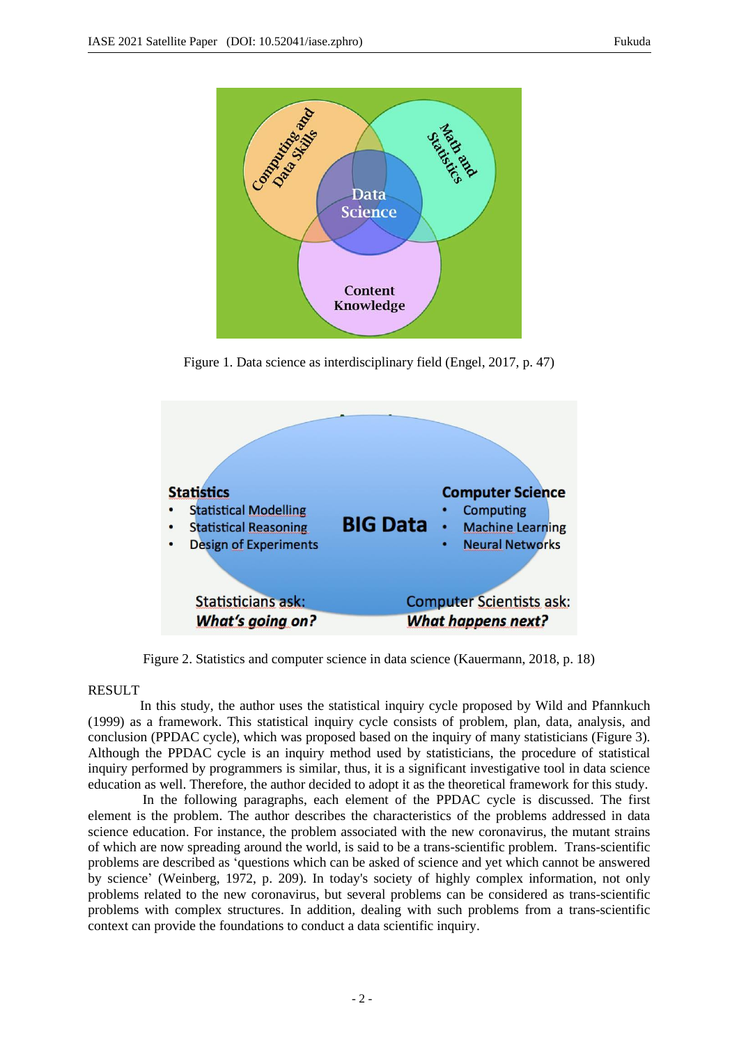Figure 1. Data science as interdisciplinary field (Engel, 2017, p. 47)

Figure 2. Statistics and computer science in data science (Kauermann, 2018, p. 18)

## RESULT

In this study, the author uses the statistical inquiry cycle proposed by Wild and Pfannkuch (1999) as a framework. This statistical inquiry cycle consists of problem, plan, data, analysis, and conclusion (PPDAC cycle), which was proposed based on the inquiry of many statisticians (Figure 3). Although the PPDAC cycle is an inquiry method used by statisticians, the procedure of statistical inquiry performed by programmers is similar, thus, it is a significant investigative tool in data science education as well. Therefore, the author decided to adopt it as the theoretical framework for this study.

In the following paragraphs, each element of the PPDAC cycle is discussed. The first element is the problem. The author describes the characteristics of the problems addressed in data science education. For instance, the problem associated with the new coronavirus, the mutant strains of which are now spreading around the world, is said to be a trans-scientific problem. Trans-scientific problems are described as 'questions which can be asked of science and yet which cannot be answered by science' (Weinberg, 1972, p. 209). In today's society of highly complex information, not only problems related to the new coronavirus, but several problems can be considered as trans-scientific problems with complex structures. In addition, dealing with such problems from a trans-scientific context can provide the foundations to conduct a data scientific inquiry.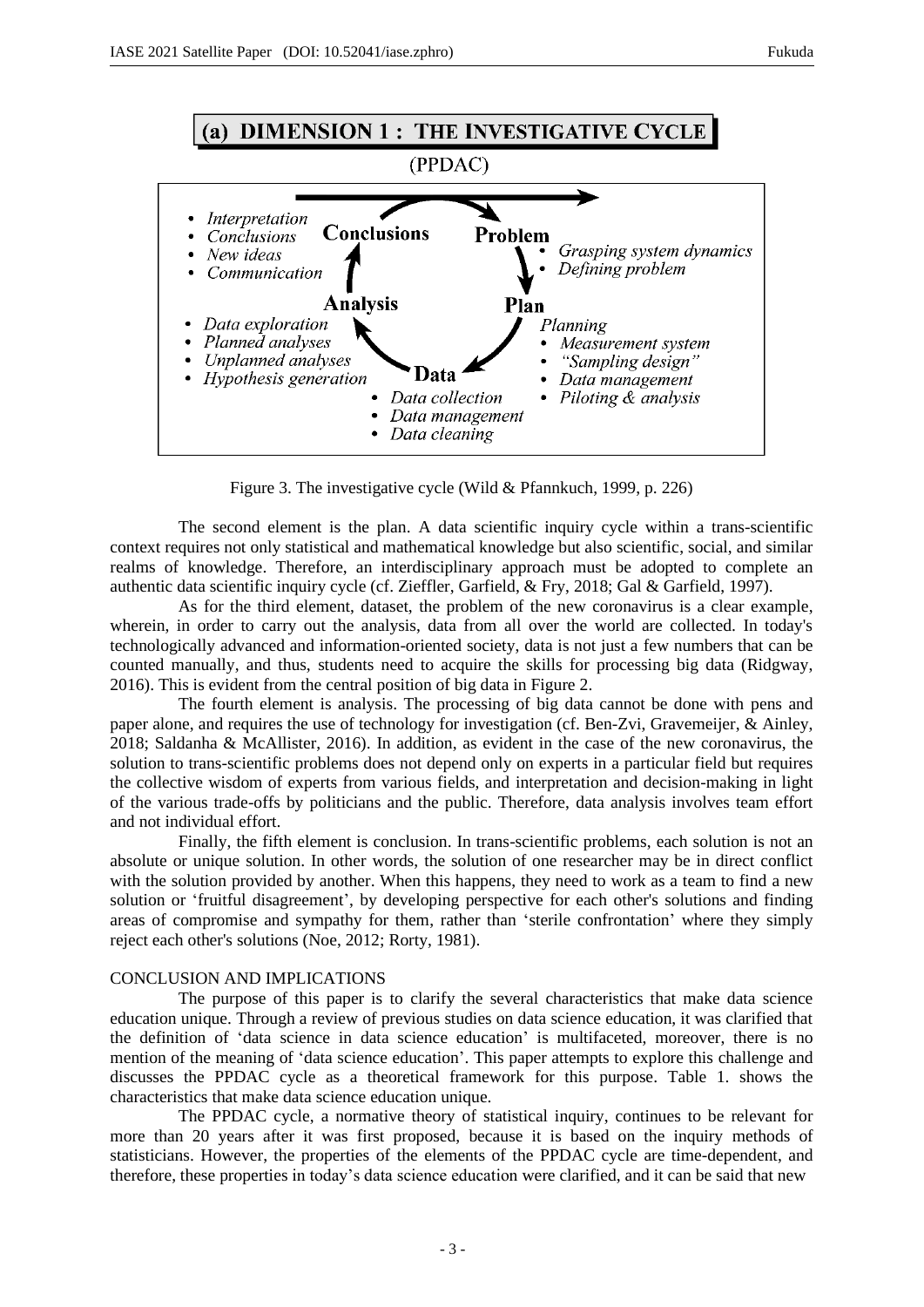**(a) DIMENSION 1 : THE INVESTIGATIVE CYCLE**

(PPDAC)

- *Interpretation*
- *Conclusions*
- *New ideas*
- *Communication*

**Conclusions** → **Problem**

- *Grasping system dynamics*
- *Defining problem*

**Plan**

*Planning*
- *Measurement system*
- *"Sampling design"*
- *Data management*
- *Piloting & analysis*

**Data**

- *Data collection*
- *Data management*
- *Data cleaning*

**Analysis**

- *Data exploration*
- *Planned analyses*
- *Unplanned analyses*
- *Hypothesis generation*

Figure 3. The investigative cycle (Wild & Pfannkuch, 1999, p. 226)

The second element is the plan. A data scientific inquiry cycle within a trans-scientific context requires not only statistical and mathematical knowledge but also scientific, social, and similar realms of knowledge. Therefore, an interdisciplinary approach must be adopted to complete an authentic data scientific inquiry cycle (cf. Zieffler, Garfield, & Fry, 2018; Gal & Garfield, 1997).

As for the third element, dataset, the problem of the new coronavirus is a clear example, wherein, in order to carry out the analysis, data from all over the world are collected. In today's technologically advanced and information-oriented society, data is not just a few numbers that can be counted manually, and thus, students need to acquire the skills for processing big data (Ridgway, 2016). This is evident from the central position of big data in Figure 2.

The fourth element is analysis. The processing of big data cannot be done with pens and paper alone, and requires the use of technology for investigation (cf. Ben-Zvi, Gravemeijer, & Ainley, 2018; Saldanha & McAllister, 2016). In addition, as evident in the case of the new coronavirus, the solution to trans-scientific problems does not depend only on experts in a particular field but requires the collective wisdom of experts from various fields, and interpretation and decision-making in light of the various trade-offs by politicians and the public. Therefore, data analysis involves team effort and not individual effort.

Finally, the fifth element is conclusion. In trans-scientific problems, each solution is not an absolute or unique solution. In other words, the solution of one researcher may be in direct conflict with the solution provided by another. When this happens, they need to work as a team to find a new solution or 'fruitful disagreement', by developing perspective for each other's solutions and finding areas of compromise and sympathy for them, rather than 'sterile confrontation' where they simply reject each other's solutions (Noe, 2012; Rorty, 1981).

## CONCLUSION AND IMPLICATIONS

The purpose of this paper is to clarify the several characteristics that make data science education unique. Through a review of previous studies on data science education, it was clarified that the definition of 'data science in data science education' is multifaceted, moreover, there is no mention of the meaning of 'data science education'. This paper attempts to explore this challenge and discusses the PPDAC cycle as a theoretical framework for this purpose. Table 1. shows the characteristics that make data science education unique.

The PPDAC cycle, a normative theory of statistical inquiry, continues to be relevant for more than 20 years after it was first proposed, because it is based on the inquiry methods of statisticians. However, the properties of the elements of the PPDAC cycle are time-dependent, and therefore, these properties in today's data science education were clarified, and it can be said that new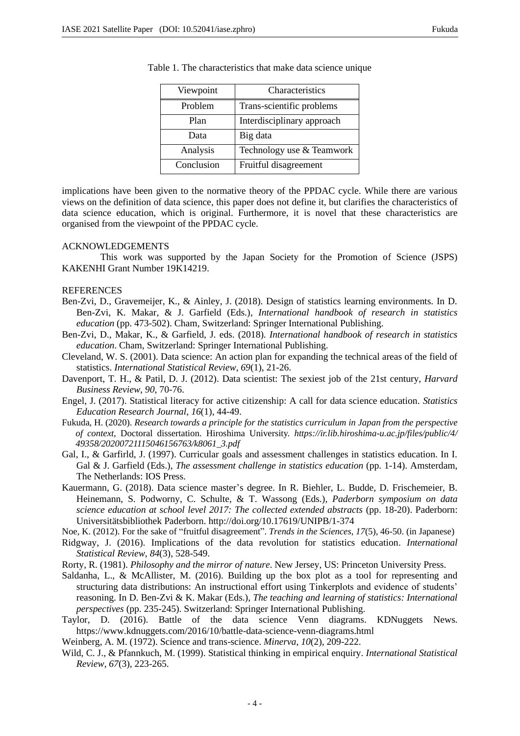Table 1. The characteristics that make data science unique

| Viewpoint | Characteristics |
|---|---|
| Problem | Trans-scientific problems |
| Plan | Interdisciplinary approach |
| Data | Big data |
| Analysis | Technology use & Teamwork |
| Conclusion | Fruitful disagreement |

implications have been given to the normative theory of the PPDAC cycle. While there are various views on the definition of data science, this paper does not define it, but clarifies the characteristics of data science education, which is original. Furthermore, it is novel that these characteristics are organised from the viewpoint of the PPDAC cycle.

## ACKNOWLEDGEMENTS

This work was supported by the Japan Society for the Promotion of Science (JSPS) KAKENHI Grant Number 19K14219.

## REFERENCES

Ben-Zvi, D., Gravemeijer, K., & Ainley, J. (2018). Design of statistics learning environments. In D. Ben-Zvi, K. Makar, & J. Garfield (Eds.), *International handbook of research in statistics education* (pp. 473-502). Cham, Switzerland: Springer International Publishing.

Ben-Zvi, D., Makar, K., & Garfield, J. eds. (2018). *International handbook of research in statistics education*. Cham, Switzerland: Springer International Publishing.

Cleveland, W. S. (2001). Data science: An action plan for expanding the technical areas of the field of statistics. *International Statistical Review*, *69*(1), 21-26.

Davenport, T. H., & Patil, D. J. (2012). Data scientist: The sexiest job of the 21st century, *Harvard Business Review*, *90*, 70-76.

Engel, J. (2017). Statistical literacy for active citizenship: A call for data science education. *Statistics Education Research Journal*, *16*(1), 44-49.

Fukuda, H. (2020). *Research towards a principle for the statistics curriculum in Japan from the perspective of context*, Doctoral dissertation. Hiroshima University. *https://ir.lib.hiroshima-u.ac.jp/files/public/4/49358/20200721115046156763/k8061_3.pdf*

Gal, I., & Garfirld, J. (1997). Curricular goals and assessment challenges in statistics education. In I. Gal & J. Garfield (Eds.), *The assessment challenge in statistics education* (pp. 1-14). Amsterdam, The Netherlands: IOS Press.

Kauermann, G. (2018). Data science master's degree. In R. Biehler, L. Budde, D. Frischemeier, B. Heinemann, S. Podworny, C. Schulte, & T. Wassong (Eds.), *Paderborn symposium on data science education at school level 2017: The collected extended abstracts* (pp. 18-20). Paderborn: Universitätsbibliothek Paderborn. http://doi.org/10.17619/UNIPB/1-374

Noe, K. (2012). For the sake of "fruitful disagreement". *Trends in the Sciences*, *17*(5), 46-50. (in Japanese)

Ridgway, J. (2016). Implications of the data revolution for statistics education. *International Statistical Review*, *84*(3), 528-549.

Rorty, R. (1981). *Philosophy and the mirror of nature*. New Jersey, US: Princeton University Press.

Saldanha, L., & McAllister, M. (2016). Building up the box plot as a tool for representing and structuring data distributions: An instructional effort using Tinkerplots and evidence of students' reasoning. In D. Ben-Zvi & K. Makar (Eds.), *The teaching and learning of statistics: International perspectives* (pp. 235-245). Switzerland: Springer International Publishing.

Taylor, D. (2016). Battle of the data science Venn diagrams. KDNuggets News. https://www.kdnuggets.com/2016/10/battle-data-science-venn-diagrams.html

Weinberg, A. M. (1972). Science and trans-science. *Minerva*, *10*(2), 209-222.

Wild, C. J., & Pfannkuch, M. (1999). Statistical thinking in empirical enquiry. *International Statistical Review*, *67*(3), 223-265.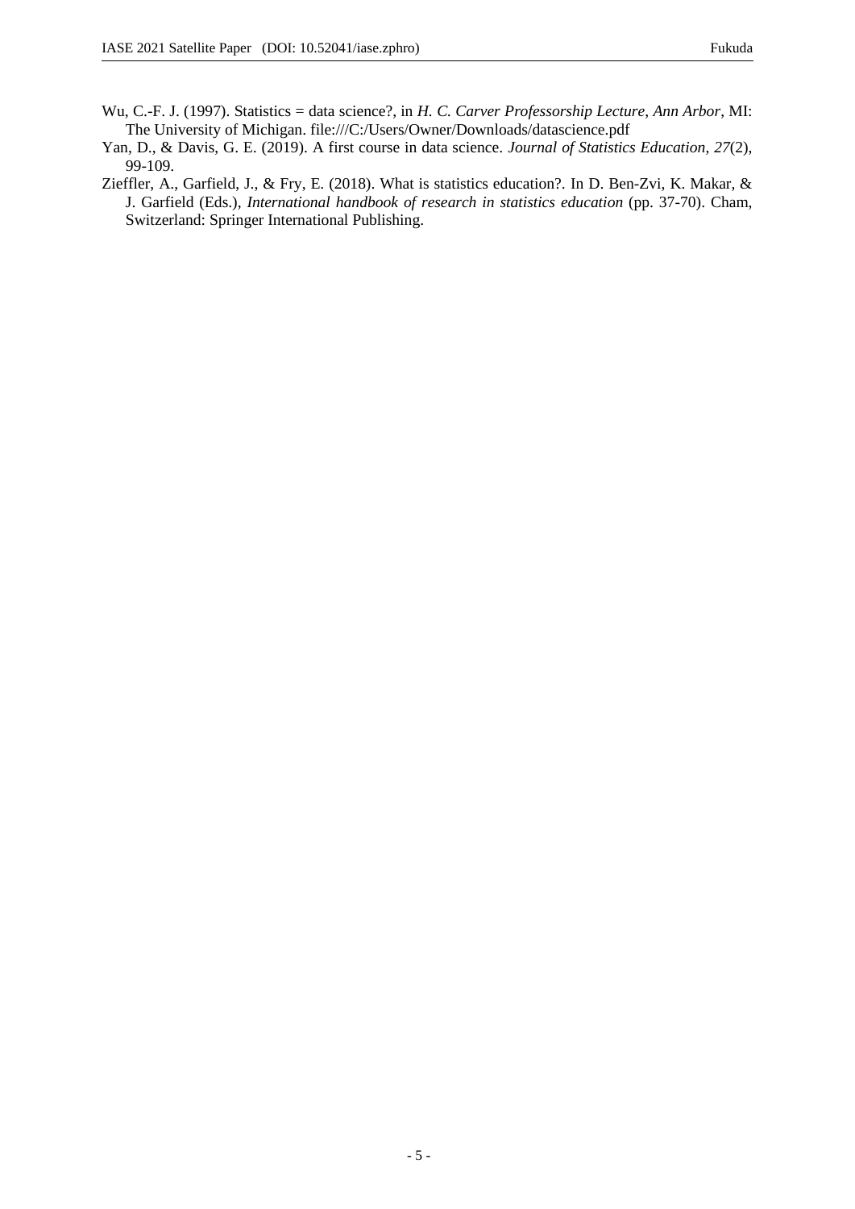Wu, C.-F. J. (1997). Statistics = data science?, in *H. C. Carver Professorship Lecture*, *Ann Arbor*, MI: The University of Michigan. file:///C:/Users/Owner/Downloads/datascience.pdf

Yan, D., & Davis, G. E. (2019). A first course in data science. *Journal of Statistics Education*, *27*(2), 99-109.

Zieffler, A., Garfield, J., & Fry, E. (2018). What is statistics education?. In D. Ben-Zvi, K. Makar, & J. Garfield (Eds.), *International handbook of research in statistics education* (pp. 37-70). Cham, Switzerland: Springer International Publishing.